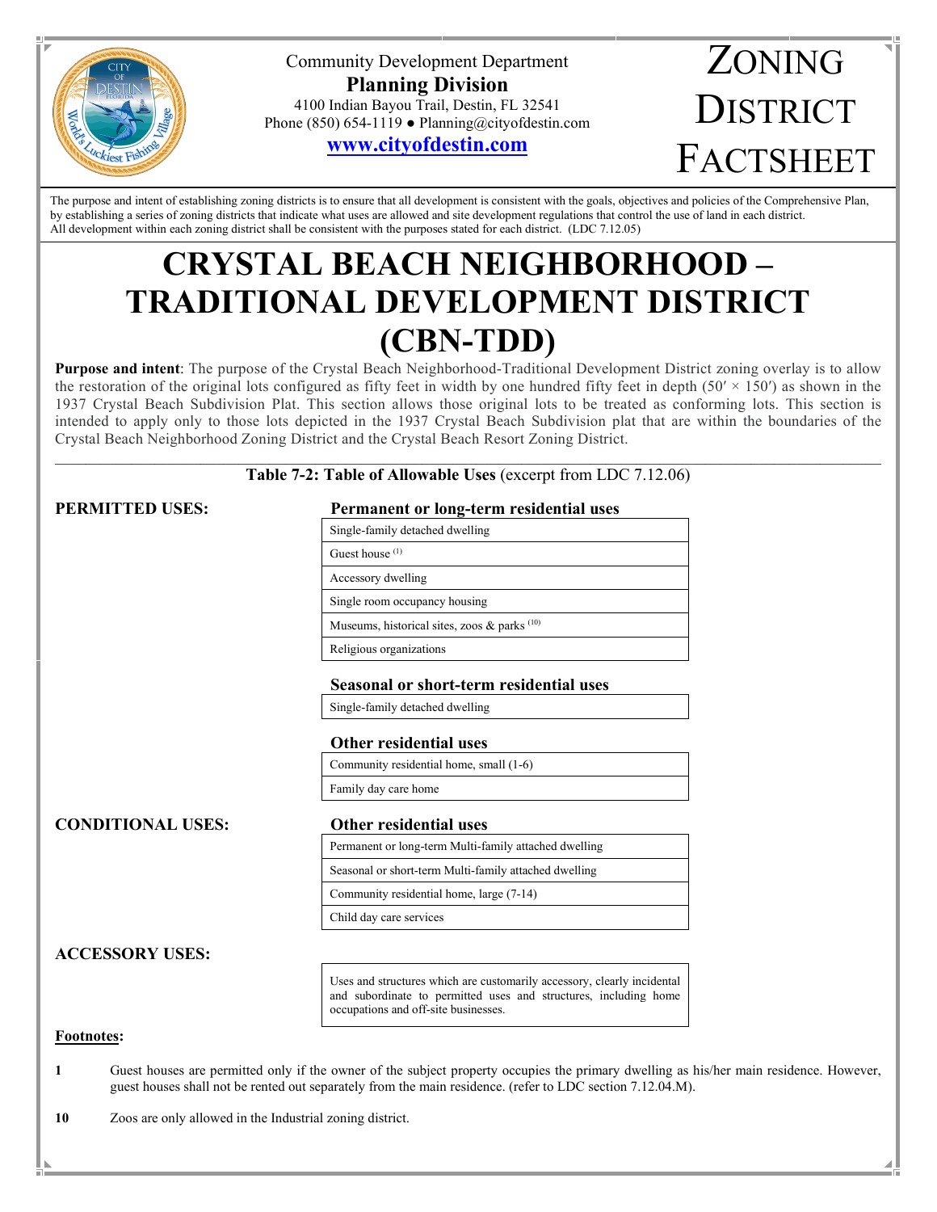Community Development Department

**Planning Division**

4100 Indian Bayou Trail, Destin, FL 32541

Phone (850) 654-1119 ● Planning@cityofdestin.com

**www.cityofdestin.com**

# ZONING DISTRICT FACTSHEET

The purpose and intent of establishing zoning districts is to ensure that all development is consistent with the goals, objectives and policies of the Comprehensive Plan, by establishing a series of zoning districts that indicate what uses are allowed and site development regulations that control the use of land in each district. All development within each zoning district shall be consistent with the purposes stated for each district. (LDC 7.12.05)

# CRYSTAL BEACH NEIGHBORHOOD – TRADITIONAL DEVELOPMENT DISTRICT (CBN-TDD)

**Purpose and intent**: The purpose of the Crystal Beach Neighborhood-Traditional Development District zoning overlay is to allow the restoration of the original lots configured as fifty feet in width by one hundred fifty feet in depth (50′ × 150′) as shown in the 1937 Crystal Beach Subdivision Plat. This section allows those original lots to be treated as conforming lots. This section is intended to apply only to those lots depicted in the 1937 Crystal Beach Subdivision plat that are within the boundaries of the Crystal Beach Neighborhood Zoning District and the Crystal Beach Resort Zoning District.

**Table 7-2: Table of Allowable Uses** (excerpt from LDC 7.12.06)

## PERMITTED USES:

**Permanent or long-term residential uses**

| Use |
|---|
| Single-family detached dwelling |
| Guest house [1] |
| Accessory dwelling |
| Single room occupancy housing |
| Museums, historical sites, zoos & parks [10] |
| Religious organizations |

**Seasonal or short-term residential uses**

| Use |
|---|
| Single-family detached dwelling |

**Other residential uses**

| Use |
|---|
| Community residential home, small (1-6) |
| Family day care home |

## CONDITIONAL USES:

**Other residential uses**

| Use |
|---|
| Permanent or long-term Multi-family attached dwelling |
| Seasonal or short-term Multi-family attached dwelling |
| Community residential home, large (7-14) |
| Child day care services |

## ACCESSORY USES:

| Use |
|---|
| Uses and structures which are customarily accessory, clearly incidental and subordinate to permitted uses and structures, including home occupations and off-site businesses. |

**Footnotes:**

1 Guest houses are permitted only if the owner of the subject property occupies the primary dwelling as his/her main residence. However, guest houses shall not be rented out separately from the main residence. (refer to LDC section 7.12.04.M).

10 Zoos are only allowed in the Industrial zoning district.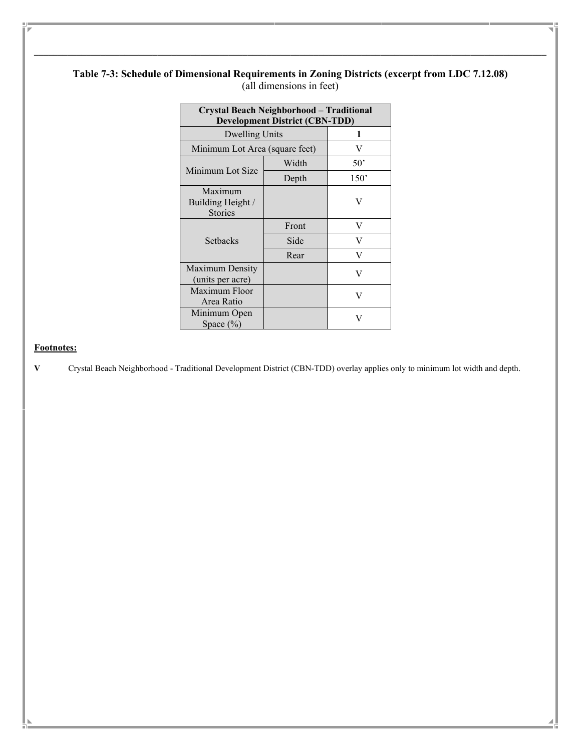**Table 7-3: Schedule of Dimensional Requirements in Zoning Districts (excerpt from LDC 7.12.08)**
(all dimensions in feet)

| Crystal Beach Neighborhood – Traditional Development District (CBN-TDD) | | |
|---|---|---|
| Dwelling Units | | **1** |
| Minimum Lot Area (square feet) | | V |
| Minimum Lot Size | Width | 50’ |
| | Depth | 150’ |
| Maximum Building Height / Stories | | V |
| Setbacks | Front | V |
| | Side | V |
| | Rear | V |
| Maximum Density (units per acre) | | V |
| Maximum Floor Area Ratio | | V |
| Minimum Open Space (%) | | V |

**Footnotes:**

**V** Crystal Beach Neighborhood - Traditional Development District (CBN-TDD) overlay applies only to minimum lot width and depth.